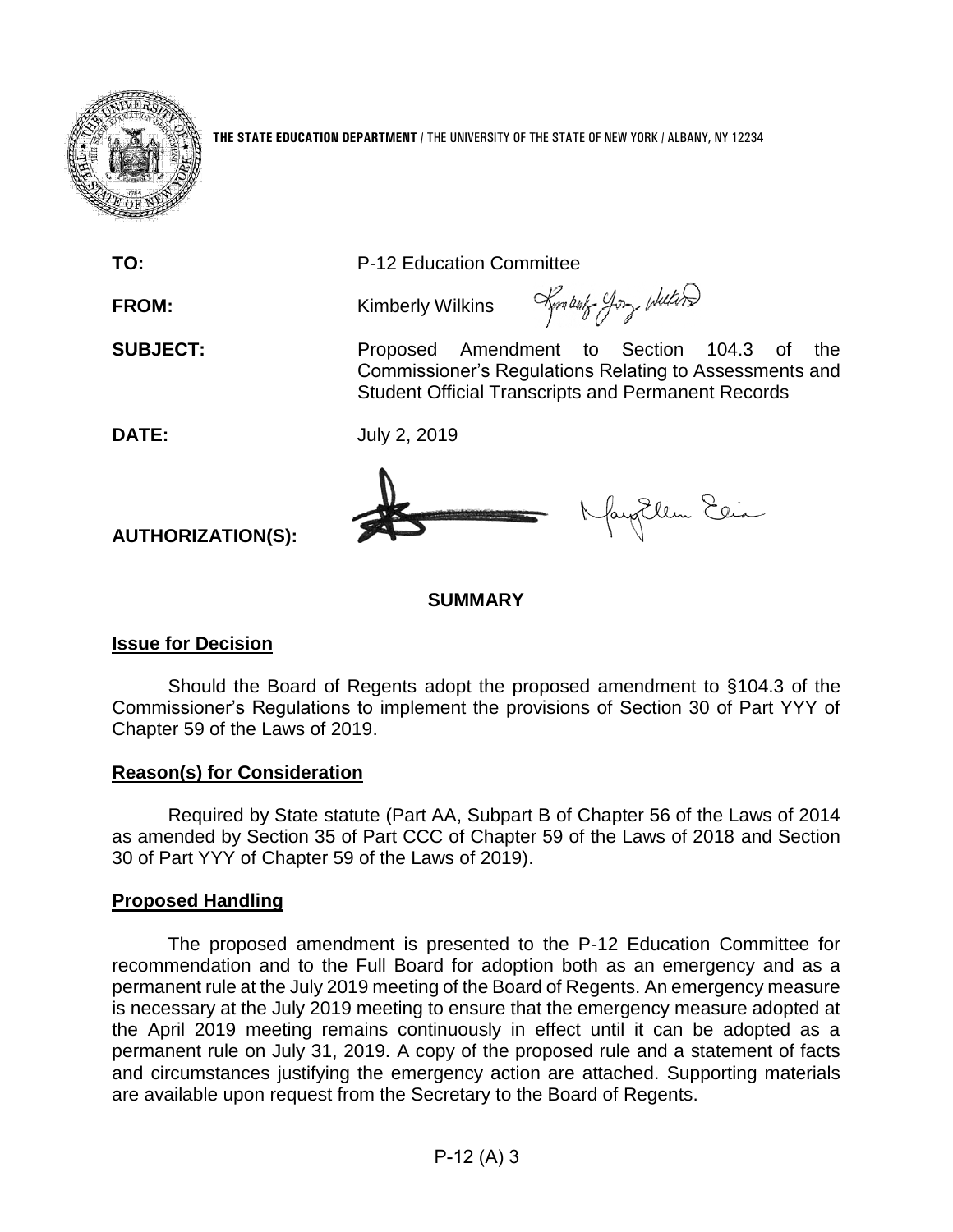**THE STATE EDUCATION DEPARTMENT** / THE UNIVERSITY OF THE STATE OF NEW YORK / ALBANY, NY 12234

**TO:** P-12 Education Committee

**FROM:** Kimberly Wilkins

**SUBJECT:** Proposed Amendment to Section 104.3 of the Commissioner's Regulations Relating to Assessments and Student Official Transcripts and Permanent Records

**DATE:** July 2, 2019

**AUTHORIZATION(S):**

## SUMMARY

### Issue for Decision

Should the Board of Regents adopt the proposed amendment to §104.3 of the Commissioner's Regulations to implement the provisions of Section 30 of Part YYY of Chapter 59 of the Laws of 2019.

### Reason(s) for Consideration

Required by State statute (Part AA, Subpart B of Chapter 56 of the Laws of 2014 as amended by Section 35 of Part CCC of Chapter 59 of the Laws of 2018 and Section 30 of Part YYY of Chapter 59 of the Laws of 2019).

### Proposed Handling

The proposed amendment is presented to the P-12 Education Committee for recommendation and to the Full Board for adoption both as an emergency and as a permanent rule at the July 2019 meeting of the Board of Regents. An emergency measure is necessary at the July 2019 meeting to ensure that the emergency measure adopted at the April 2019 meeting remains continuously in effect until it can be adopted as a permanent rule on July 31, 2019. A copy of the proposed rule and a statement of facts and circumstances justifying the emergency action are attached. Supporting materials are available upon request from the Secretary to the Board of Regents.

P-12 (A) 3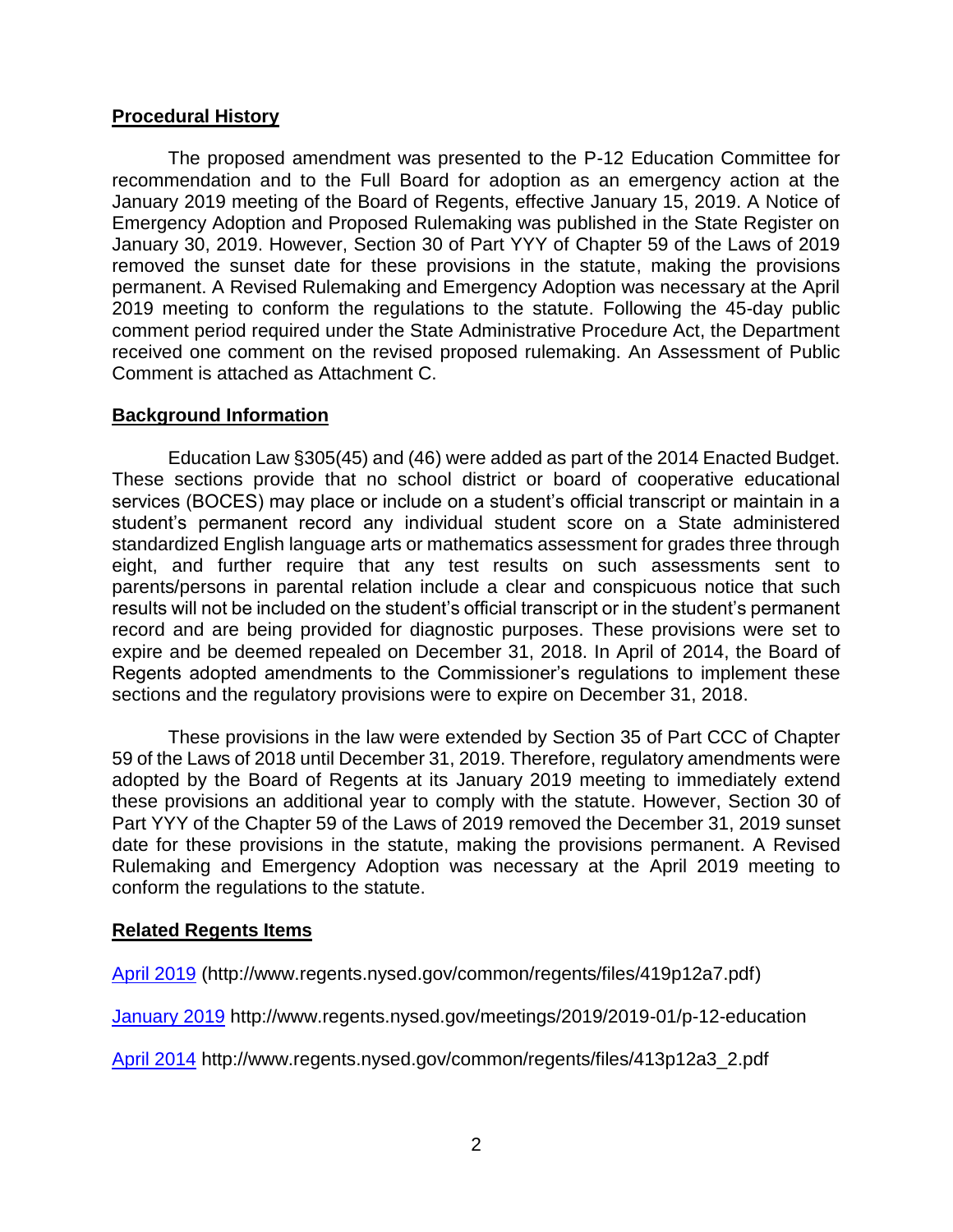## Procedural History

The proposed amendment was presented to the P-12 Education Committee for recommendation and to the Full Board for adoption as an emergency action at the January 2019 meeting of the Board of Regents, effective January 15, 2019. A Notice of Emergency Adoption and Proposed Rulemaking was published in the State Register on January 30, 2019. However, Section 30 of Part YYY of Chapter 59 of the Laws of 2019 removed the sunset date for these provisions in the statute, making the provisions permanent. A Revised Rulemaking and Emergency Adoption was necessary at the April 2019 meeting to conform the regulations to the statute. Following the 45-day public comment period required under the State Administrative Procedure Act, the Department received one comment on the revised proposed rulemaking. An Assessment of Public Comment is attached as Attachment C.

## Background Information

Education Law §305(45) and (46) were added as part of the 2014 Enacted Budget. These sections provide that no school district or board of cooperative educational services (BOCES) may place or include on a student's official transcript or maintain in a student's permanent record any individual student score on a State administered standardized English language arts or mathematics assessment for grades three through eight, and further require that any test results on such assessments sent to parents/persons in parental relation include a clear and conspicuous notice that such results will not be included on the student's official transcript or in the student's permanent record and are being provided for diagnostic purposes. These provisions were set to expire and be deemed repealed on December 31, 2018. In April of 2014, the Board of Regents adopted amendments to the Commissioner's regulations to implement these sections and the regulatory provisions were to expire on December 31, 2018.

These provisions in the law were extended by Section 35 of Part CCC of Chapter 59 of the Laws of 2018 until December 31, 2019. Therefore, regulatory amendments were adopted by the Board of Regents at its January 2019 meeting to immediately extend these provisions an additional year to comply with the statute. However, Section 30 of Part YYY of the Chapter 59 of the Laws of 2019 removed the December 31, 2019 sunset date for these provisions in the statute, making the provisions permanent. A Revised Rulemaking and Emergency Adoption was necessary at the April 2019 meeting to conform the regulations to the statute.

## Related Regents Items

April 2019 (http://www.regents.nysed.gov/common/regents/files/419p12a7.pdf)

January 2019 http://www.regents.nysed.gov/meetings/2019/2019-01/p-12-education

April 2014 http://www.regents.nysed.gov/common/regents/files/413p12a3_2.pdf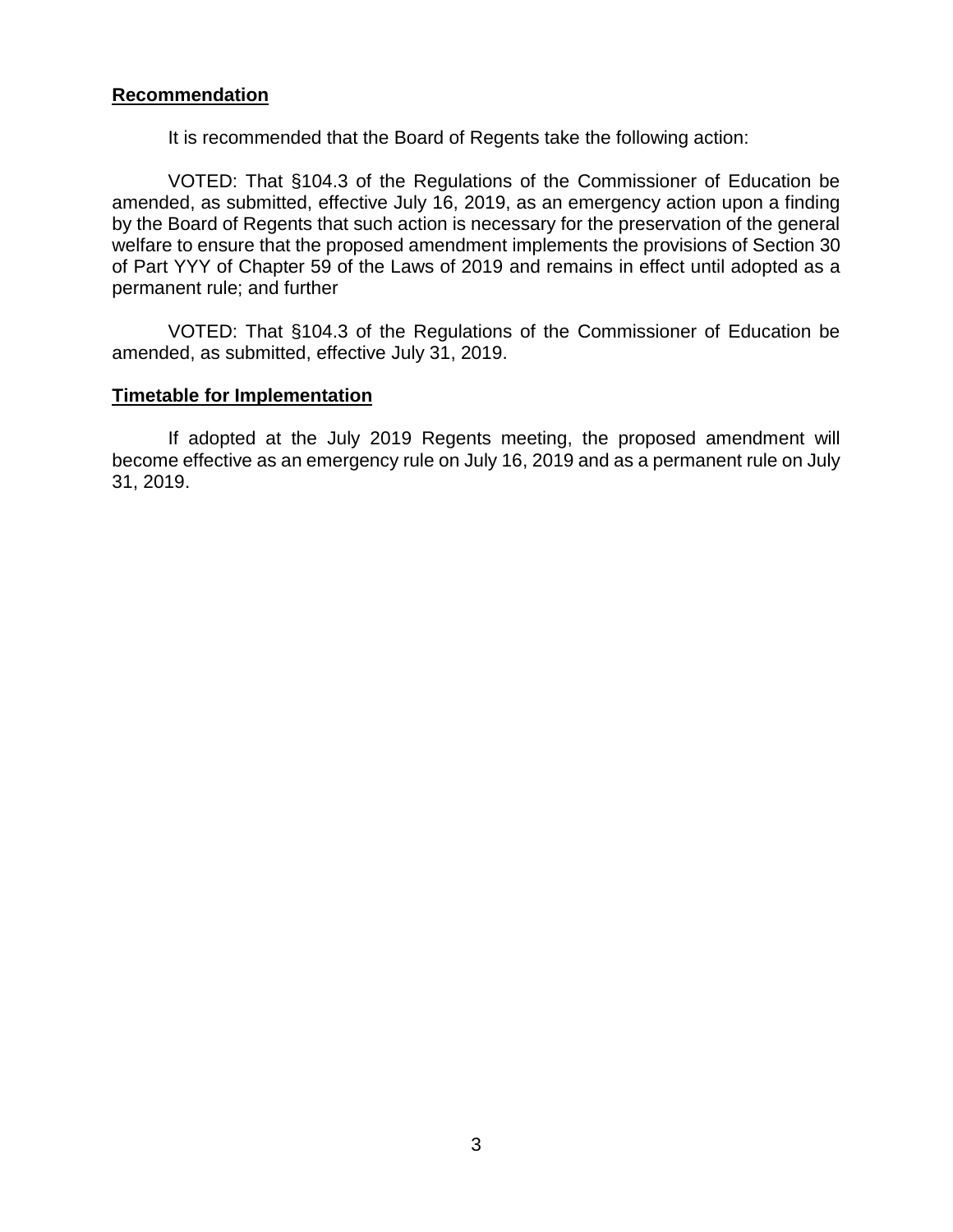**Recommendation**

It is recommended that the Board of Regents take the following action:

VOTED: That §104.3 of the Regulations of the Commissioner of Education be amended, as submitted, effective July 16, 2019, as an emergency action upon a finding by the Board of Regents that such action is necessary for the preservation of the general welfare to ensure that the proposed amendment implements the provisions of Section 30 of Part YYY of Chapter 59 of the Laws of 2019 and remains in effect until adopted as a permanent rule; and further

VOTED: That §104.3 of the Regulations of the Commissioner of Education be amended, as submitted, effective July 31, 2019.

**Timetable for Implementation**

If adopted at the July 2019 Regents meeting, the proposed amendment will become effective as an emergency rule on July 16, 2019 and as a permanent rule on July 31, 2019.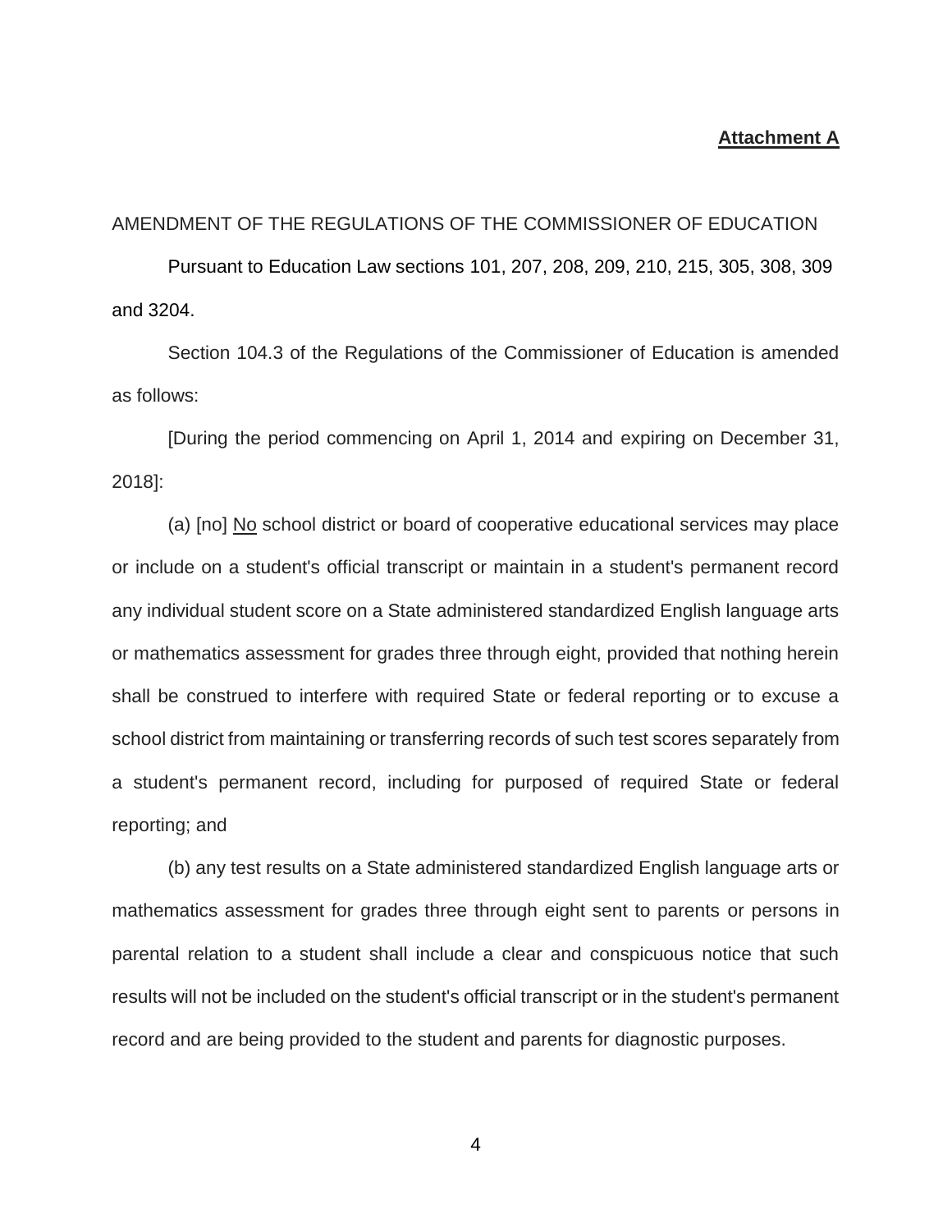**Attachment A**

AMENDMENT OF THE REGULATIONS OF THE COMMISSIONER OF EDUCATION

Pursuant to Education Law sections 101, 207, 208, 209, 210, 215, 305, 308, 309 and 3204.

Section 104.3 of the Regulations of the Commissioner of Education is amended as follows:

[During the period commencing on April 1, 2014 and expiring on December 31, 2018]:

(a) [no] <u>No</u> school district or board of cooperative educational services may place or include on a student's official transcript or maintain in a student's permanent record any individual student score on a State administered standardized English language arts or mathematics assessment for grades three through eight, provided that nothing herein shall be construed to interfere with required State or federal reporting or to excuse a school district from maintaining or transferring records of such test scores separately from a student's permanent record, including for purposed of required State or federal reporting; and

(b) any test results on a State administered standardized English language arts or mathematics assessment for grades three through eight sent to parents or persons in parental relation to a student shall include a clear and conspicuous notice that such results will not be included on the student's official transcript or in the student's permanent record and are being provided to the student and parents for diagnostic purposes.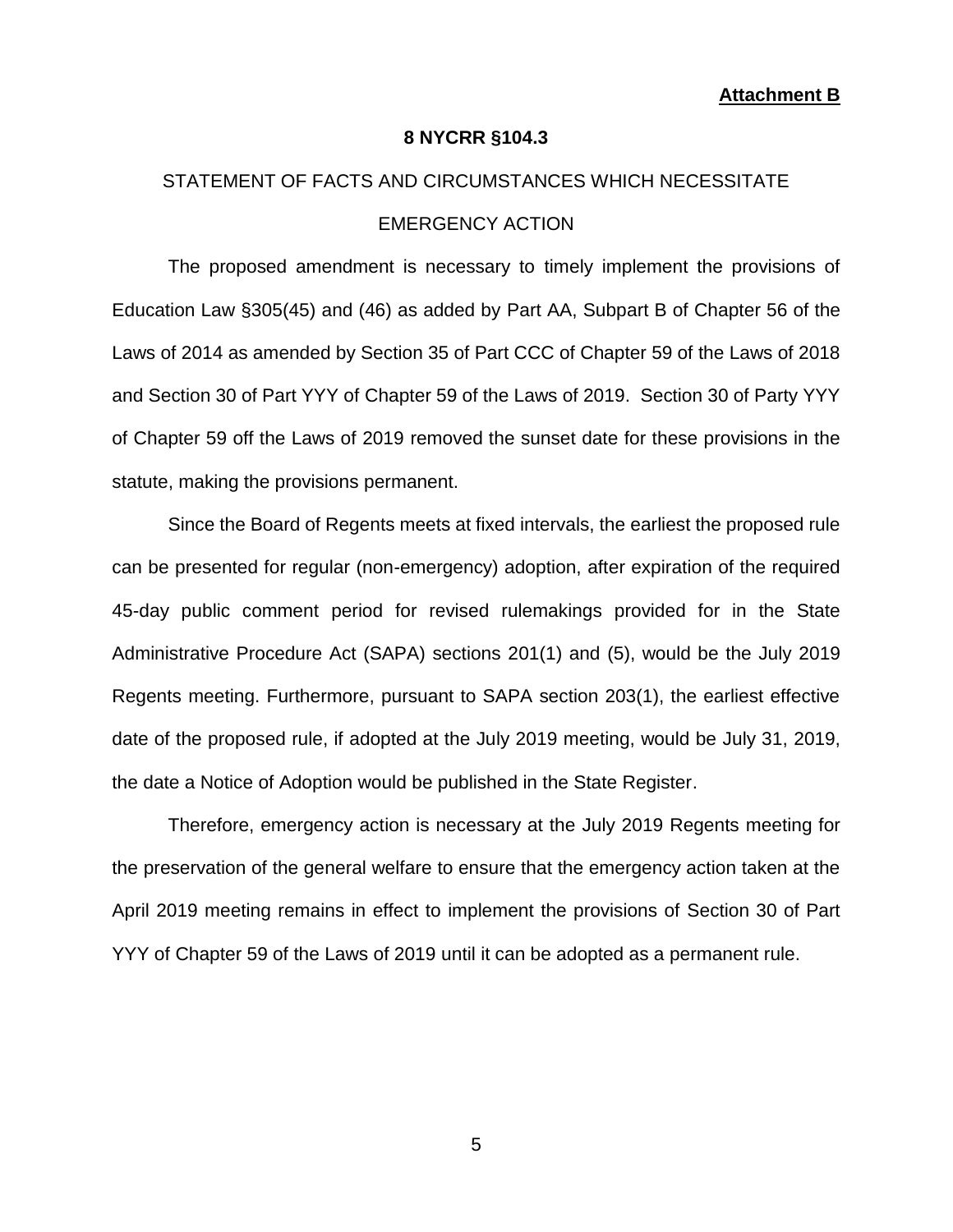**Attachment B**

**8 NYCRR §104.3**

STATEMENT OF FACTS AND CIRCUMSTANCES WHICH NECESSITATE EMERGENCY ACTION

The proposed amendment is necessary to timely implement the provisions of Education Law §305(45) and (46) as added by Part AA, Subpart B of Chapter 56 of the Laws of 2014 as amended by Section 35 of Part CCC of Chapter 59 of the Laws of 2018 and Section 30 of Part YYY of Chapter 59 of the Laws of 2019. Section 30 of Party YYY of Chapter 59 off the Laws of 2019 removed the sunset date for these provisions in the statute, making the provisions permanent.

Since the Board of Regents meets at fixed intervals, the earliest the proposed rule can be presented for regular (non-emergency) adoption, after expiration of the required 45-day public comment period for revised rulemakings provided for in the State Administrative Procedure Act (SAPA) sections 201(1) and (5), would be the July 2019 Regents meeting. Furthermore, pursuant to SAPA section 203(1), the earliest effective date of the proposed rule, if adopted at the July 2019 meeting, would be July 31, 2019, the date a Notice of Adoption would be published in the State Register.

Therefore, emergency action is necessary at the July 2019 Regents meeting for the preservation of the general welfare to ensure that the emergency action taken at the April 2019 meeting remains in effect to implement the provisions of Section 30 of Part YYY of Chapter 59 of the Laws of 2019 until it can be adopted as a permanent rule.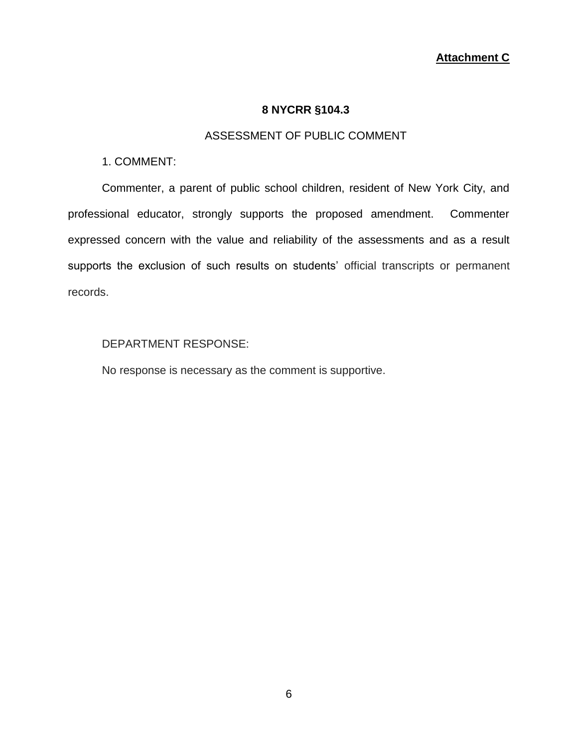**Attachment C**

**8 NYCRR §104.3**

ASSESSMENT OF PUBLIC COMMENT

1. COMMENT:

Commenter, a parent of public school children, resident of New York City, and professional educator, strongly supports the proposed amendment. Commenter expressed concern with the value and reliability of the assessments and as a result supports the exclusion of such results on students' official transcripts or permanent records.

DEPARTMENT RESPONSE:

No response is necessary as the comment is supportive.